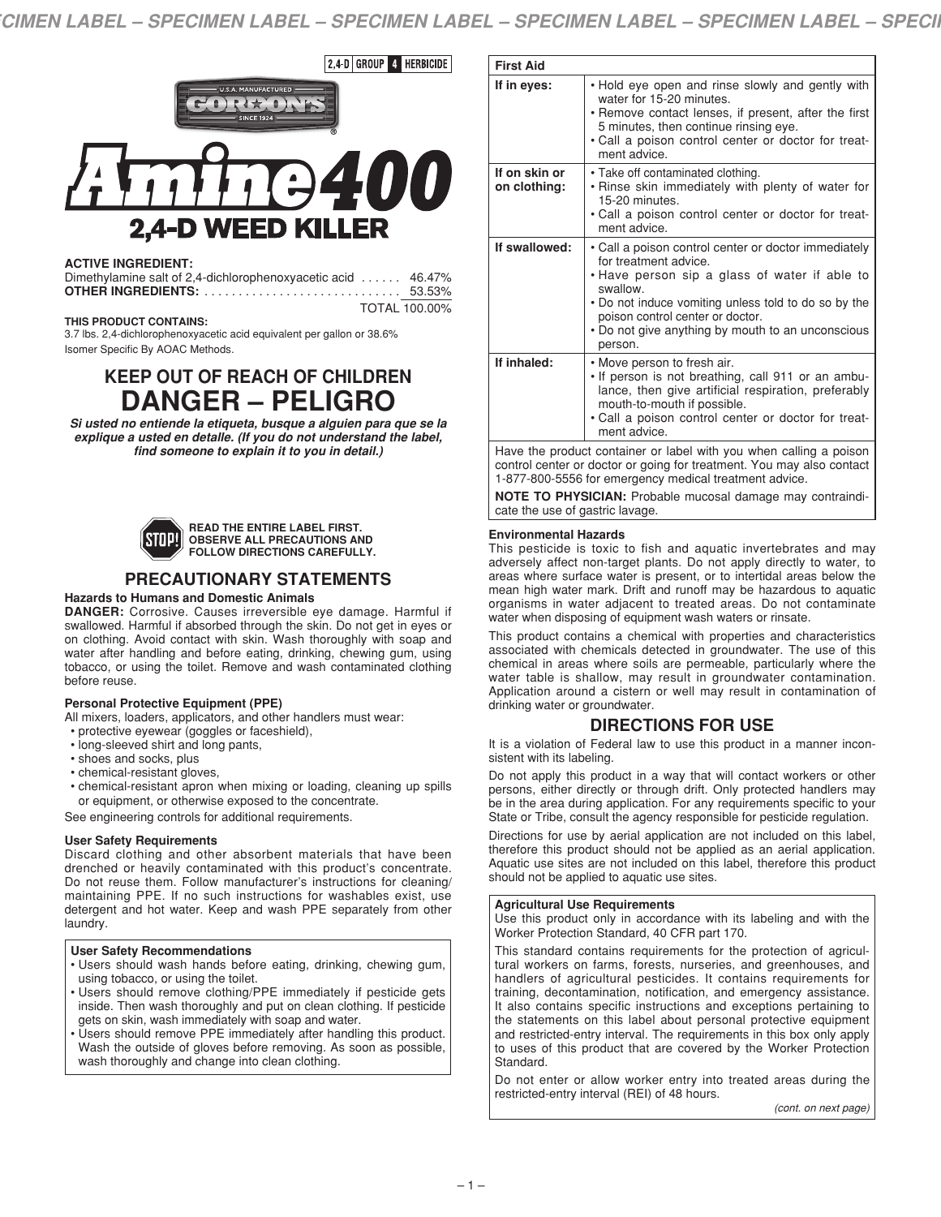2,4-D GROUP 4 HERBICIDE

U.S.A. MANUFACTURED GORDON'S SINCE 1924®

# Amine 400

## 2,4-D WEED KILLER

**ACTIVE INGREDIENT:**
Dimethylamine salt of 2,4-dichlorophenoxyacetic acid . . . . . . 46.47%
**OTHER INGREDIENTS:** . . . . . . . . . . . . . . . . . . . . . . . . . . . . . 53.53%
TOTAL 100.00%

**THIS PRODUCT CONTAINS:**
3.7 lbs. 2,4-dichlorophenoxyacetic acid equivalent per gallon or 38.6%
Isomer Specific By AOAC Methods.

## KEEP OUT OF REACH OF CHILDREN
# DANGER – PELIGRO

***Si usted no entiende la etiqueta, busque a alguien para que se la explique a usted en detalle. (If you do not understand the label, find someone to explain it to you in detail.)***

STOP! **READ THE ENTIRE LABEL FIRST. OBSERVE ALL PRECAUTIONS AND FOLLOW DIRECTIONS CAREFULLY.**

## PRECAUTIONARY STATEMENTS

### Hazards to Humans and Domestic Animals

**DANGER:** Corrosive. Causes irreversible eye damage. Harmful if swallowed. Harmful if absorbed through the skin. Do not get in eyes or on clothing. Avoid contact with skin. Wash thoroughly with soap and water after handling and before eating, drinking, chewing gum, using tobacco, or using the toilet. Remove and wash contaminated clothing before reuse.

### Personal Protective Equipment (PPE)

All mixers, loaders, applicators, and other handlers must wear:

- protective eyewear (goggles or faceshield),
- long-sleeved shirt and long pants,
- shoes and socks, plus
- chemical-resistant gloves,
- chemical-resistant apron when mixing or loading, cleaning up spills or equipment, or otherwise exposed to the concentrate.

See engineering controls for additional requirements.

### User Safety Requirements

Discard clothing and other absorbent materials that have been drenched or heavily contaminated with this product's concentrate. Do not reuse them. Follow manufacturer's instructions for cleaning/maintaining PPE. If no such instructions for washables exist, use detergent and hot water. Keep and wash PPE separately from other laundry.

### User Safety Recommendations

- Users should wash hands before eating, drinking, chewing gum, using tobacco, or using the toilet.
- Users should remove clothing/PPE immediately if pesticide gets inside. Then wash thoroughly and put on clean clothing. If pesticide gets on skin, wash immediately with soap and water.
- Users should remove PPE immediately after handling this product. Wash the outside of gloves before removing. As soon as possible, wash thoroughly and change into clean clothing.

| First Aid | |
|---|---|
| **If in eyes:** | • Hold eye open and rinse slowly and gently with water for 15-20 minutes. • Remove contact lenses, if present, after the first 5 minutes, then continue rinsing eye. • Call a poison control center or doctor for treatment advice. |
| **If on skin or on clothing:** | • Take off contaminated clothing. • Rinse skin immediately with plenty of water for 15-20 minutes. • Call a poison control center or doctor for treatment advice. |
| **If swallowed:** | • Call a poison control center or doctor immediately for treatment advice. • Have person sip a glass of water if able to swallow. • Do not induce vomiting unless told to do so by the poison control center or doctor. • Do not give anything by mouth to an unconscious person. |
| **If inhaled:** | • Move person to fresh air. • If person is not breathing, call 911 or an ambulance, then give artificial respiration, preferably mouth-to-mouth if possible. • Call a poison control center or doctor for treatment advice. |

Have the product container or label with you when calling a poison control center or doctor or going for treatment. You may also contact 1-877-800-5556 for emergency medical treatment advice.

**NOTE TO PHYSICIAN:** Probable mucosal damage may contraindicate the use of gastric lavage.

### Environmental Hazards

This pesticide is toxic to fish and aquatic invertebrates and may adversely affect non-target plants. Do not apply directly to water, to areas where surface water is present, or to intertidal areas below the mean high water mark. Drift and runoff may be hazardous to aquatic organisms in water adjacent to treated areas. Do not contaminate water when disposing of equipment wash waters or rinsate.

This product contains a chemical with properties and characteristics associated with chemicals detected in groundwater. The use of this chemical in areas where soils are permeable, particularly where the water table is shallow, may result in groundwater contamination. Application around a cistern or well may result in contamination of drinking water or groundwater.

## DIRECTIONS FOR USE

It is a violation of Federal law to use this product in a manner inconsistent with its labeling.

Do not apply this product in a way that will contact workers or other persons, either directly or through drift. Only protected handlers may be in the area during application. For any requirements specific to your State or Tribe, consult the agency responsible for pesticide regulation.

Directions for use by aerial application are not included on this label, therefore this product should not be applied as an aerial application. Aquatic use sites are not included on this label, therefore this product should not be applied to aquatic use sites.

### Agricultural Use Requirements

Use this product only in accordance with its labeling and with the Worker Protection Standard, 40 CFR part 170.

This standard contains requirements for the protection of agricultural workers on farms, forests, nurseries, and greenhouses, and handlers of agricultural pesticides. It contains requirements for training, decontamination, notification, and emergency assistance. It also contains specific instructions and exceptions pertaining to the statements on this label about personal protective equipment and restricted-entry interval. The requirements in this box only apply to uses of this product that are covered by the Worker Protection Standard.

Do not enter or allow worker entry into treated areas during the restricted-entry interval (REI) of 48 hours.

*(cont. on next page)*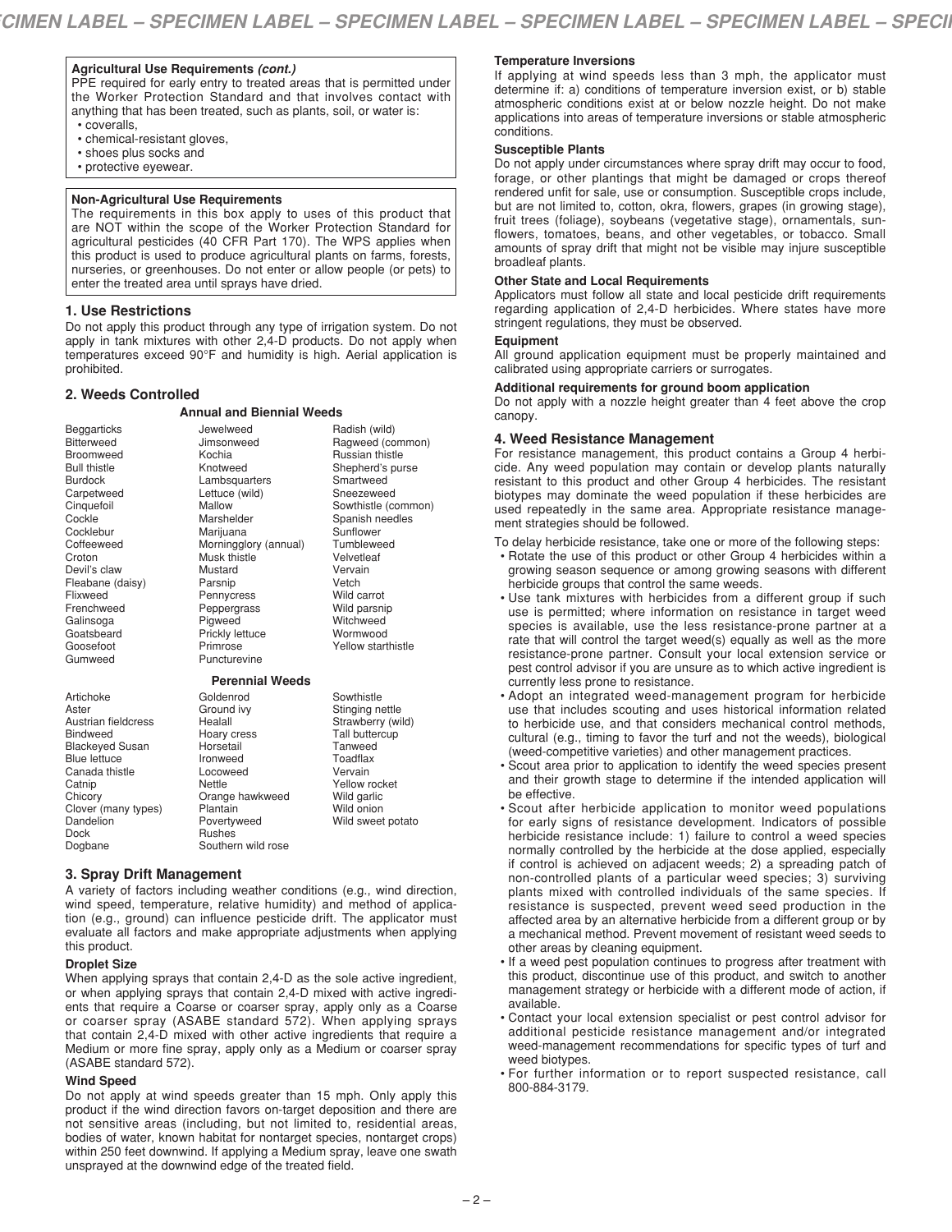**Agricultural Use Requirements *(cont.)***

PPE required for early entry to treated areas that is permitted under the Worker Protection Standard and that involves contact with anything that has been treated, such as plants, soil, or water is:

- coveralls,
- chemical-resistant gloves,
- shoes plus socks and
- protective eyewear.

**Non-Agricultural Use Requirements**

The requirements in this box apply to uses of this product that are NOT within the scope of the Worker Protection Standard for agricultural pesticides (40 CFR Part 170). The WPS applies when this product is used to produce agricultural plants on farms, forests, nurseries, or greenhouses. Do not enter or allow people (or pets) to enter the treated area until sprays have dried.

## 1. Use Restrictions

Do not apply this product through any type of irrigation system. Do not apply in tank mixtures with other 2,4-D products. Do not apply when temperatures exceed 90°F and humidity is high. Aerial application is prohibited.

## 2. Weeds Controlled

### Annual and Biennial Weeds

| | | |
|---|---|---|
| Beggarticks | Jewelweed | Radish (wild) |
| Bitterweed | Jimsonweed | Ragweed (common) |
| Broomweed | Kochia | Russian thistle |
| Bull thistle | Knotweed | Shepherd's purse |
| Burdock | Lambsquarters | Smartweed |
| Carpetweed | Lettuce (wild) | Sneezeweed |
| Cinquefoil | Mallow | Sowthistle (common) |
| Cockle | Marshelder | Spanish needles |
| Cocklebur | Marijuana | Sunflower |
| Coffeeweed | Morningglory (annual) | Tumbleweed |
| Croton | Musk thistle | Velvetleaf |
| Devil's claw | Mustard | Vervain |
| Fleabane (daisy) | Parsnip | Vetch |
| Flixweed | Pennycress | Wild carrot |
| Frenchweed | Peppergrass | Wild parsnip |
| Galinsoga | Pigweed | Witchweed |
| Goatsbeard | Prickly lettuce | Wormwood |
| Goosefoot | Primrose | Yellow starthistle |
| Gumweed | Puncturevine | |

### Perennial Weeds

| | | |
|---|---|---|
| Artichoke | Goldenrod | Sowthistle |
| Aster | Ground ivy | Stinging nettle |
| Austrian fieldcress | Healall | Strawberry (wild) |
| Bindweed | Hoary cress | Tall buttercup |
| Blackeyed Susan | Horsetail | Tanweed |
| Blue lettuce | Ironweed | Toadflax |
| Canada thistle | Locoweed | Vervain |
| Catnip | Nettle | Yellow rocket |
| Chicory | Orange hawkweed | Wild garlic |
| Clover (many types) | Plantain | Wild onion |
| Dandelion | Povertyweed | Wild sweet potato |
| Dock | Rushes | |
| Dogbane | Southern wild rose | |

## 3. Spray Drift Management

A variety of factors including weather conditions (e.g., wind direction, wind speed, temperature, relative humidity) and method of application (e.g., ground) can influence pesticide drift. The applicator must evaluate all factors and make appropriate adjustments when applying this product.

**Droplet Size**

When applying sprays that contain 2,4-D as the sole active ingredient, or when applying sprays that contain 2,4-D mixed with active ingredients that require a Coarse or coarser spray, apply only as a Coarse or coarser spray (ASABE standard 572). When applying sprays that contain 2,4-D mixed with other active ingredients that require a Medium or more fine spray, apply only as a Medium or coarser spray (ASABE standard 572).

**Wind Speed**

Do not apply at wind speeds greater than 15 mph. Only apply this product if the wind direction favors on-target deposition and there are not sensitive areas (including, but not limited to, residential areas, bodies of water, known habitat for nontarget species, nontarget crops) within 250 feet downwind. If applying a Medium spray, leave one swath unsprayed at the downwind edge of the treated field.

**Temperature Inversions**

If applying at wind speeds less than 3 mph, the applicator must determine if: a) conditions of temperature inversion exist, or b) stable atmospheric conditions exist at or below nozzle height. Do not make applications into areas of temperature inversions or stable atmospheric conditions.

**Susceptible Plants**

Do not apply under circumstances where spray drift may occur to food, forage, or other plantings that might be damaged or crops thereof rendered unfit for sale, use or consumption. Susceptible crops include, but are not limited to, cotton, okra, flowers, grapes (in growing stage), fruit trees (foliage), soybeans (vegetative stage), ornamentals, sunflowers, tomatoes, beans, and other vegetables, or tobacco. Small amounts of spray drift that might not be visible may injure susceptible broadleaf plants.

**Other State and Local Requirements**

Applicators must follow all state and local pesticide drift requirements regarding application of 2,4-D herbicides. Where states have more stringent regulations, they must be observed.

**Equipment**

All ground application equipment must be properly maintained and calibrated using appropriate carriers or surrogates.

**Additional requirements for ground boom application**

Do not apply with a nozzle height greater than 4 feet above the crop canopy.

## 4. Weed Resistance Management

For resistance management, this product contains a Group 4 herbicide. Any weed population may contain or develop plants naturally resistant to this product and other Group 4 herbicides. The resistant biotypes may dominate the weed population if these herbicides are used repeatedly in the same area. Appropriate resistance management strategies should be followed.

To delay herbicide resistance, take one or more of the following steps:

- Rotate the use of this product or other Group 4 herbicides within a growing season sequence or among growing seasons with different herbicide groups that control the same weeds.
- Use tank mixtures with herbicides from a different group if such use is permitted; where information on resistance in target weed species is available, use the less resistance-prone partner at a rate that will control the target weed(s) equally as well as the more resistance-prone partner. Consult your local extension service or pest control advisor if you are unsure as to which active ingredient is currently less prone to resistance.
- Adopt an integrated weed-management program for herbicide use that includes scouting and uses historical information related to herbicide use, and that considers mechanical control methods, cultural (e.g., timing to favor the turf and not the weeds), biological (weed-competitive varieties) and other management practices.
- Scout area prior to application to identify the weed species present and their growth stage to determine if the intended application will be effective.
- Scout after herbicide application to monitor weed populations for early signs of resistance development. Indicators of possible herbicide resistance include: 1) failure to control a weed species normally controlled by the herbicide at the dose applied, especially if control is achieved on adjacent weeds; 2) a spreading patch of non-controlled plants of a particular weed species; 3) surviving plants mixed with controlled individuals of the same species. If resistance is suspected, prevent weed seed production in the affected area by an alternative herbicide from a different group or by a mechanical method. Prevent movement of resistant weed seeds to other areas by cleaning equipment.
- If a weed pest population continues to progress after treatment with this product, discontinue use of this product, and switch to another management strategy or herbicide with a different mode of action, if available.
- Contact your local extension specialist or pest control advisor for additional pesticide resistance management and/or integrated weed-management recommendations for specific types of turf and weed biotypes.
- For further information or to report suspected resistance, call 800-884-3179.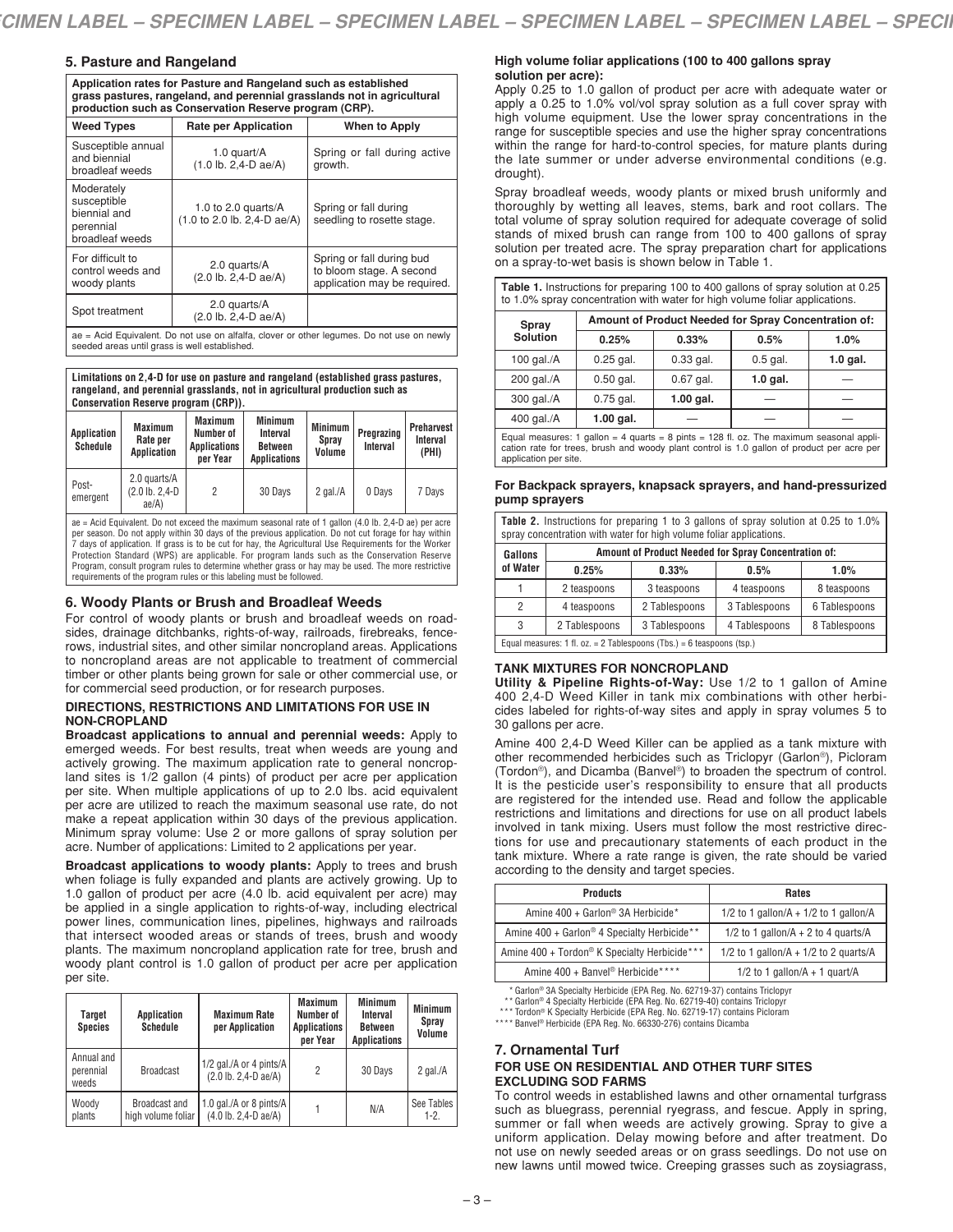## 5. Pasture and Rangeland

| Application rates for Pasture and Rangeland such as established grass pastures, rangeland, and perennial grasslands not in agricultural production such as Conservation Reserve program (CRP). | | |
|---|---|---|
| **Weed Types** | **Rate per Application** | **When to Apply** |
| Susceptible annual and biennial broadleaf weeds | 1.0 quart/A (1.0 lb. 2,4-D ae/A) | Spring or fall during active growth. |
| Moderately susceptible biennial and perennial broadleaf weeds | 1.0 to 2.0 quarts/A (1.0 to 2.0 lb. 2,4-D ae/A) | Spring or fall during seedling to rosette stage. |
| For difficult to control weeds and woody plants | 2.0 quarts/A (2.0 lb. 2,4-D ae/A) | Spring or fall during bud to bloom stage. A second application may be required. |
| Spot treatment | 2.0 quarts/A (2.0 lb. 2,4-D ae/A) | |
| ae = Acid Equivalent. Do not use on alfalfa, clover or other legumes. Do not use on newly seeded areas until grass is well established. | | |

| Limitations on 2,4-D for use on pasture and rangeland (established grass pastures, rangeland, and perennial grasslands, not in agricultural production such as Conservation Reserve program (CRP)). | | | | | | |
|---|---|---|---|---|---|---|
| **Application Schedule** | **Maximum Rate per Application** | **Maximum Number of Applications per Year** | **Minimum Interval Between Applications** | **Minimum Spray Volume** | **Pregrazing Interval** | **Preharvest Interval (PHI)** |
| Post-emergent | 2.0 quarts/A (2.0 lb. 2,4-D ae/A) | 2 | 30 Days | 2 gal./A | 0 Days | 7 Days |
| ae = Acid Equivalent. Do not exceed the maximum seasonal rate of 1 gallon (4.0 lb. 2,4-D ae) per acre per season. Do not apply within 30 days of the previous application. Do not cut forage for hay within 7 days of application. If grass is to be cut for hay, the Agricultural Use Requirements for the Worker Protection Standard (WPS) are applicable. For program lands such as the Conservation Reserve Program, consult program rules to determine whether grass or hay may be used. The more restrictive requirements of the program rules or this labeling must be followed. | | | | | | |

## 6. Woody Plants or Brush and Broadleaf Weeds

For control of woody plants or brush and broadleaf weeds on roadsides, drainage ditchbanks, rights-of-way, railroads, firebreaks, fencerows, industrial sites, and other similar noncropland areas. Applications to noncropland areas are not applicable to treatment of commercial timber or other plants being grown for sale or other commercial use, or for commercial seed production, or for research purposes.

### DIRECTIONS, RESTRICTIONS AND LIMITATIONS FOR USE IN NON-CROPLAND

**Broadcast applications to annual and perennial weeds:** Apply to emerged weeds. For best results, treat when weeds are young and actively growing. The maximum application rate to general noncropland sites is 1/2 gallon (4 pints) of product per acre per application per site. When multiple applications of up to 2.0 lbs. acid equivalent per acre are utilized to reach the maximum seasonal use rate, do not make a repeat application within 30 days of the previous application. Minimum spray volume: Use 2 or more gallons of spray solution per acre. Number of applications: Limited to 2 applications per year.

**Broadcast applications to woody plants:** Apply to trees and brush when foliage is fully expanded and plants are actively growing. Up to 1.0 gallon of product per acre (4.0 lb. acid equivalent per acre) may be applied in a single application to rights-of-way, including electrical power lines, communication lines, pipelines, highways and railroads that intersect wooded areas or stands of trees, brush and woody plants. The maximum noncropland application rate for tree, brush and woody plant control is 1.0 gallon of product per acre per application per site.

| Target Species | Application Schedule | Maximum Rate per Application | Maximum Number of Applications per Year | Minimum Interval Between Applications | Minimum Spray Volume |
|---|---|---|---|---|---|
| Annual and perennial weeds | Broadcast | 1/2 gal./A or 4 pints/A (2.0 lb. 2,4-D ae/A) | 2 | 30 Days | 2 gal./A |
| Woody plants | Broadcast and high volume foliar | 1.0 gal./A or 8 pints/A (4.0 lb. 2,4-D ae/A) | 1 | N/A | See Tables 1-2. |

**High volume foliar applications (100 to 400 gallons spray solution per acre):**

Apply 0.25 to 1.0 gallon of product per acre with adequate water or apply a 0.25 to 1.0% vol/vol spray solution as a full cover spray with high volume equipment. Use the lower spray concentrations in the range for susceptible species and use the higher spray concentrations within the range for hard-to-control species, for mature plants during the late summer or under adverse environmental conditions (e.g. drought).

Spray broadleaf weeds, woody plants or mixed brush uniformly and thoroughly by wetting all leaves, stems, bark and root collars. The total volume of spray solution required for adequate coverage of solid stands of mixed brush can range from 100 to 400 gallons of spray solution per treated acre. The spray preparation chart for applications on a spray-to-wet basis is shown below in Table 1.

**Table 1.** Instructions for preparing 100 to 400 gallons of spray solution at 0.25 to 1.0% spray concentration with water for high volume foliar applications.

| Spray Solution | Amount of Product Needed for Spray Concentration of: | | | |
|---|---|---|---|---|
| | **0.25%** | **0.33%** | **0.5%** | **1.0%** |
| 100 gal./A | 0.25 gal. | 0.33 gal. | 0.5 gal. | **1.0 gal.** |
| 200 gal./A | 0.50 gal. | 0.67 gal. | **1.0 gal.** | — |
| 300 gal./A | 0.75 gal. | **1.00 gal.** | — | — |
| 400 gal./A | **1.00 gal.** | — | — | — |

Equal measures: 1 gallon = 4 quarts = 8 pints = 128 fl. oz. The maximum seasonal application rate for trees, brush and woody plant control is 1.0 gallon of product per acre per application per site.

**For Backpack sprayers, knapsack sprayers, and hand-pressurized pump sprayers**

**Table 2.** Instructions for preparing 1 to 3 gallons of spray solution at 0.25 to 1.0% spray concentration with water for high volume foliar applications.

| Gallons of Water | Amount of Product Needed for Spray Concentration of: | | | |
|---|---|---|---|---|
| | **0.25%** | **0.33%** | **0.5%** | **1.0%** |
| 1 | 2 teaspoons | 3 teaspoons | 4 teaspoons | 8 teaspoons |
| 2 | 4 teaspoons | 2 Tablespoons | 3 Tablespoons | 6 Tablespoons |
| 3 | 2 Tablespoons | 3 Tablespoons | 4 Tablespoons | 8 Tablespoons |

Equal measures: 1 fl. oz. = 2 Tablespoons (Tbs.) = 6 teaspoons (tsp.)

### TANK MIXTURES FOR NONCROPLAND

**Utility & Pipeline Rights-of-Way:** Use 1/2 to 1 gallon of Amine 400 2,4-D Weed Killer in tank mix combinations with other herbicides labeled for rights-of-way sites and apply in spray volumes 5 to 30 gallons per acre.

Amine 400 2,4-D Weed Killer can be applied as a tank mixture with other recommended herbicides such as Triclopyr (Garlon®), Picloram (Tordon®), and Dicamba (Banvel®) to broaden the spectrum of control. It is the pesticide user's responsibility to ensure that all products are registered for the intended use. Read and follow the applicable restrictions and limitations and directions for use on all product labels involved in tank mixing. Users must follow the most restrictive directions for use and precautionary statements of each product in the tank mixture. Where a rate range is given, the rate should be varied according to the density and target species.

| Products | Rates |
|---|---|
| Amine 400 + Garlon® 3A Herbicide* | 1/2 to 1 gallon/A + 1/2 to 1 gallon/A |
| Amine 400 + Garlon® 4 Specialty Herbicide** | 1/2 to 1 gallon/A + 2 to 4 quarts/A |
| Amine 400 + Tordon® K Specialty Herbicide*** | 1/2 to 1 gallon/A + 1/2 to 2 quarts/A |
| Amine 400 + Banvel® Herbicide**** | 1/2 to 1 gallon/A + 1 quart/A |

\* Garlon® 3A Specialty Herbicide (EPA Reg. No. 62719-37) contains Triclopyr
** Garlon® 4 Specialty Herbicide (EPA Reg. No. 62719-40) contains Triclopyr
*** Tordon® K Specialty Herbicide (EPA Reg. No. 62719-17) contains Picloram
**** Banvel® Herbicide (EPA Reg. No. 66330-276) contains Dicamba

## 7. Ornamental Turf

### FOR USE ON RESIDENTIAL AND OTHER TURF SITES EXCLUDING SOD FARMS

To control weeds in established lawns and other ornamental turfgrass such as bluegrass, perennial ryegrass, and fescue. Apply in spring, summer or fall when weeds are actively growing. Spray to give a uniform application. Delay mowing before and after treatment. Do not use on newly seeded areas or on grass seedlings. Do not use on new lawns until mowed twice. Creeping grasses such as zoysiagrass,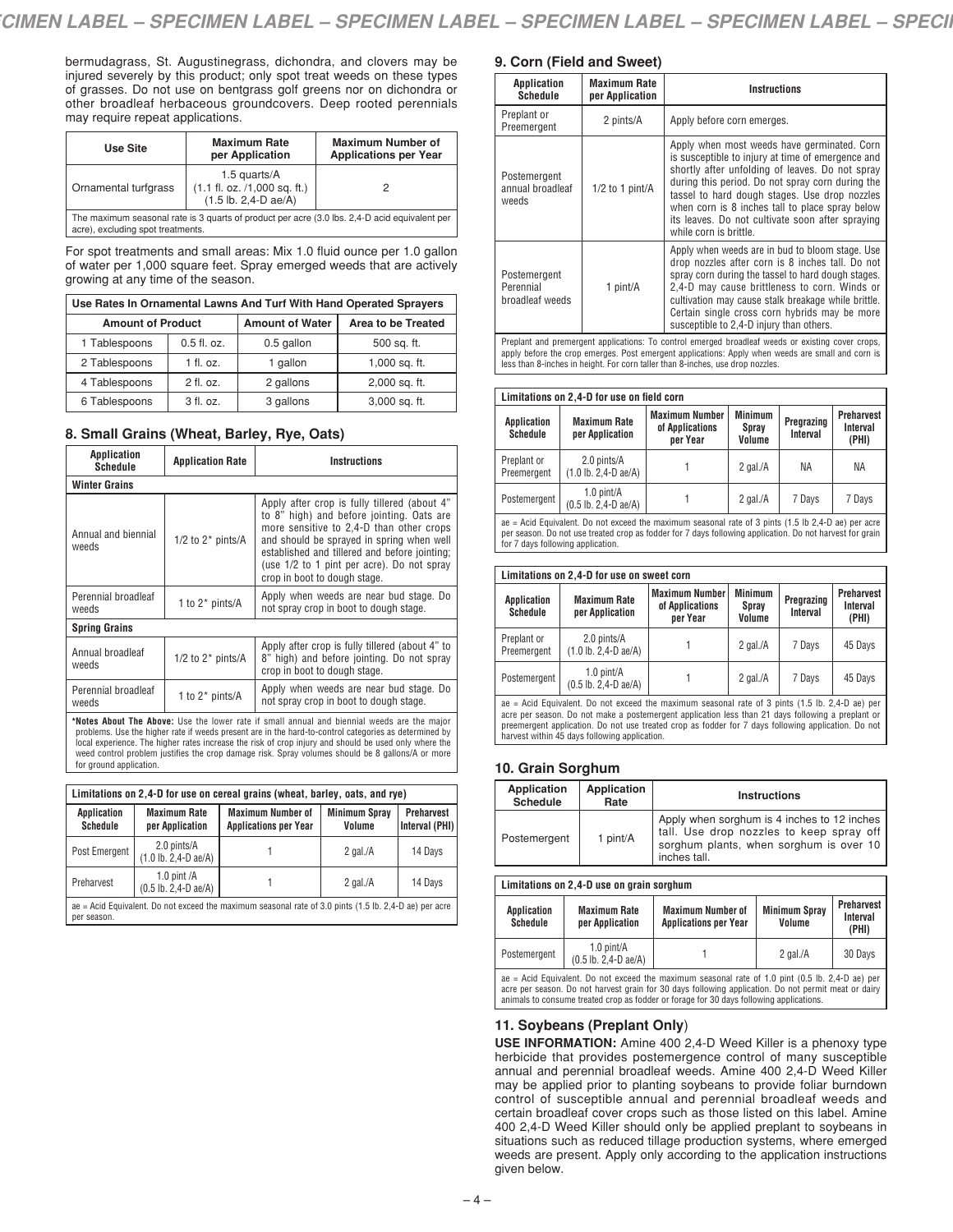bermudagrass, St. Augustinegrass, dichondra, and clovers may be injured severely by this product; only spot treat weeds on these types of grasses. Do not use on bentgrass golf greens nor on dichondra or other broadleaf herbaceous groundcovers. Deep rooted perennials may require repeat applications.

| Use Site | Maximum Rate per Application | Maximum Number of Applications per Year |
|---|---|---|
| Ornamental turfgrass | 1.5 quarts/A (1.1 fl. oz. /1,000 sq. ft.) (1.5 lb. 2,4-D ae/A) | 2 |
| The maximum seasonal rate is 3 quarts of product per acre (3.0 lbs. 2,4-D acid equivalent per acre), excluding spot treatments. | | |

For spot treatments and small areas: Mix 1.0 fluid ounce per 1.0 gallon of water per 1,000 square feet. Spray emerged weeds that are actively growing at any time of the season.

| Use Rates In Ornamental Lawns And Turf With Hand Operated Sprayers | | | |
|---|---|---|---|
| Amount of Product | | Amount of Water | Area to be Treated |
| 1 Tablespoons | 0.5 fl. oz. | 0.5 gallon | 500 sq. ft. |
| 2 Tablespoons | 1 fl. oz. | 1 gallon | 1,000 sq. ft. |
| 4 Tablespoons | 2 fl. oz. | 2 gallons | 2,000 sq. ft. |
| 6 Tablespoons | 3 fl. oz. | 3 gallons | 3,000 sq. ft. |

## 8. Small Grains (Wheat, Barley, Rye, Oats)

| Application Schedule | Application Rate | Instructions |
|---|---|---|
| **Winter Grains** | | |
| Annual and biennial weeds | 1/2 to 2* pints/A | Apply after crop is fully tillered (about 4" to 8" high) and before jointing. Oats are more sensitive to 2,4-D than other crops and should be sprayed in spring when well established and tillered and before jointing; (use 1/2 to 1 pint per acre). Do not spray crop in boot to dough stage. |
| Perennial broadleaf weeds | 1 to 2* pints/A | Apply when weeds are near bud stage. Do not spray crop in boot to dough stage. |
| **Spring Grains** | | |
| Annual broadleaf weeds | 1/2 to 2* pints/A | Apply after crop is fully tillered (about 4" to 8" high) and before jointing. Do not spray crop in boot to dough stage. |
| Perennial broadleaf weeds | 1 to 2* pints/A | Apply when weeds are near bud stage. Do not spray crop in boot to dough stage. |
| ***Notes About The Above:** Use the lower rate if small annual and biennial weeds are the major problems. Use the higher rate if weeds present are in the hard-to-control categories as determined by local experience. The higher rates increase the risk of crop injury and should be used only where the weed control problem justifies the crop damage risk. Spray volumes should be 8 gallons/A or more for ground application. | | |

| Limitations on 2,4-D for use on cereal grains (wheat, barley, oats, and rye) | | | | |
|---|---|---|---|---|
| Application Schedule | Maximum Rate per Application | Maximum Number of Applications per Year | Minimum Spray Volume | Preharvest Interval (PHI) |
| Post Emergent | 2.0 pints/A (1.0 lb. 2,4-D ae/A) | 1 | 2 gal./A | 14 Days |
| Preharvest | 1.0 pint /A (0.5 lb. 2,4-D ae/A) | 1 | 2 gal./A | 14 Days |
| ae = Acid Equivalent. Do not exceed the maximum seasonal rate of 3.0 pints (1.5 lb. 2,4-D ae) per acre per season. | | | | |

## 9. Corn (Field and Sweet)

| Application Schedule | Maximum Rate per Application | Instructions |
|---|---|---|
| Preplant or Preemergent | 2 pints/A | Apply before corn emerges. |
| Postemergent annual broadleaf weeds | 1/2 to 1 pint/A | Apply when most weeds have germinated. Corn is susceptible to injury at time of emergence and shortly after unfolding of leaves. Do not spray during this period. Do not spray corn during the tassel to hard dough stages. Use drop nozzles when corn is 8 inches tall to place spray below its leaves. Do not cultivate soon after spraying while corn is brittle. |
| Postemergent Perennial broadleaf weeds | 1 pint/A | Apply when weeds are in bud to bloom stage. Use drop nozzles after corn is 8 inches tall. Do not spray corn during the tassel to hard dough stages. 2,4-D may cause brittleness to corn. Winds or cultivation may cause stalk breakage while brittle. Certain single cross corn hybrids may be more susceptible to 2,4-D injury than others. |
| Preplant and premergent applications: To control emerged broadleaf weeds or existing cover crops, apply before the crop emerges. Post emergent applications: Apply when weeds are small and corn is less than 8-inches in height. For corn taller than 8-inches, use drop nozzles. | | |

| Limitations on 2,4-D for use on field corn | | | | | |
|---|---|---|---|---|---|
| Application Schedule | Maximum Rate per Application | Maximum Number of Applications per Year | Minimum Spray Volume | Pregrazing Interval | Preharvest Interval (PHI) |
| Preplant or Preemergent | 2.0 pints/A (1.0 lb. 2,4-D ae/A) | 1 | 2 gal./A | NA | NA |
| Postemergent | 1.0 pint/A (0.5 lb. 2,4-D ae/A) | 1 | 2 gal./A | 7 Days | 7 Days |
| ae = Acid Equivalent. Do not exceed the maximum seasonal rate of 3 pints (1.5 lb 2,4-D ae) per acre per season. Do not use treated crop as fodder for 7 days following application. Do not harvest for grain for 7 days following application. | | | | | |

| Limitations on 2,4-D for use on sweet corn | | | | | |
|---|---|---|---|---|---|
| Application Schedule | Maximum Rate per Application | Maximum Number of Applications per Year | Minimum Spray Volume | Pregrazing Interval | Preharvest Interval (PHI) |
| Preplant or Preemergent | 2.0 pints/A (1.0 lb. 2,4-D ae/A) | 1 | 2 gal./A | 7 Days | 45 Days |
| Postemergent | 1.0 pint/A (0.5 lb. 2,4-D ae/A) | 1 | 2 gal./A | 7 Days | 45 Days |
| ae = Acid Equivalent. Do not exceed the maximum seasonal rate of 3 pints (1.5 lb. 2,4-D ae) per acre per season. Do not make a postemergent application less than 21 days following a preplant or preemergent application. Do not use treated crop as fodder for 7 days following application. Do not harvest within 45 days following application. | | | | | |

## 10. Grain Sorghum

| Application Schedule | Application Rate | Instructions |
|---|---|---|
| Postemergent | 1 pint/A | Apply when sorghum is 4 inches to 12 inches tall. Use drop nozzles to keep spray off sorghum plants, when sorghum is over 10 inches tall. |

| Limitations on 2,4-D use on grain sorghum | | | | |
|---|---|---|---|---|
| Application Schedule | Maximum Rate per Application | Maximum Number of Applications per Year | Minimum Spray Volume | Preharvest Interval (PHI) |
| Postemergent | 1.0 pint/A (0.5 lb. 2,4-D ae/A) | 1 | 2 gal./A | 30 Days |
| ae = Acid Equivalent. Do not exceed the maximum seasonal rate of 1.0 pint (0.5 lb. 2,4-D ae) per acre per season. Do not harvest grain for 30 days following application. Do not permit meat or dairy animals to consume treated crop as fodder or forage for 30 days following applications. | | | | |

## 11. Soybeans (Preplant Only)

**USE INFORMATION:** Amine 400 2,4-D Weed Killer is a phenoxy type herbicide that provides postemergence control of many susceptible annual and perennial broadleaf weeds. Amine 400 2,4-D Weed Killer may be applied prior to planting soybeans to provide foliar burndown control of susceptible annual and perennial broadleaf weeds and certain broadleaf cover crops such as those listed on this label. Amine 400 2,4-D Weed Killer should only be applied preplant to soybeans in situations such as reduced tillage production systems, where emerged weeds are present. Apply only according to the application instructions given below.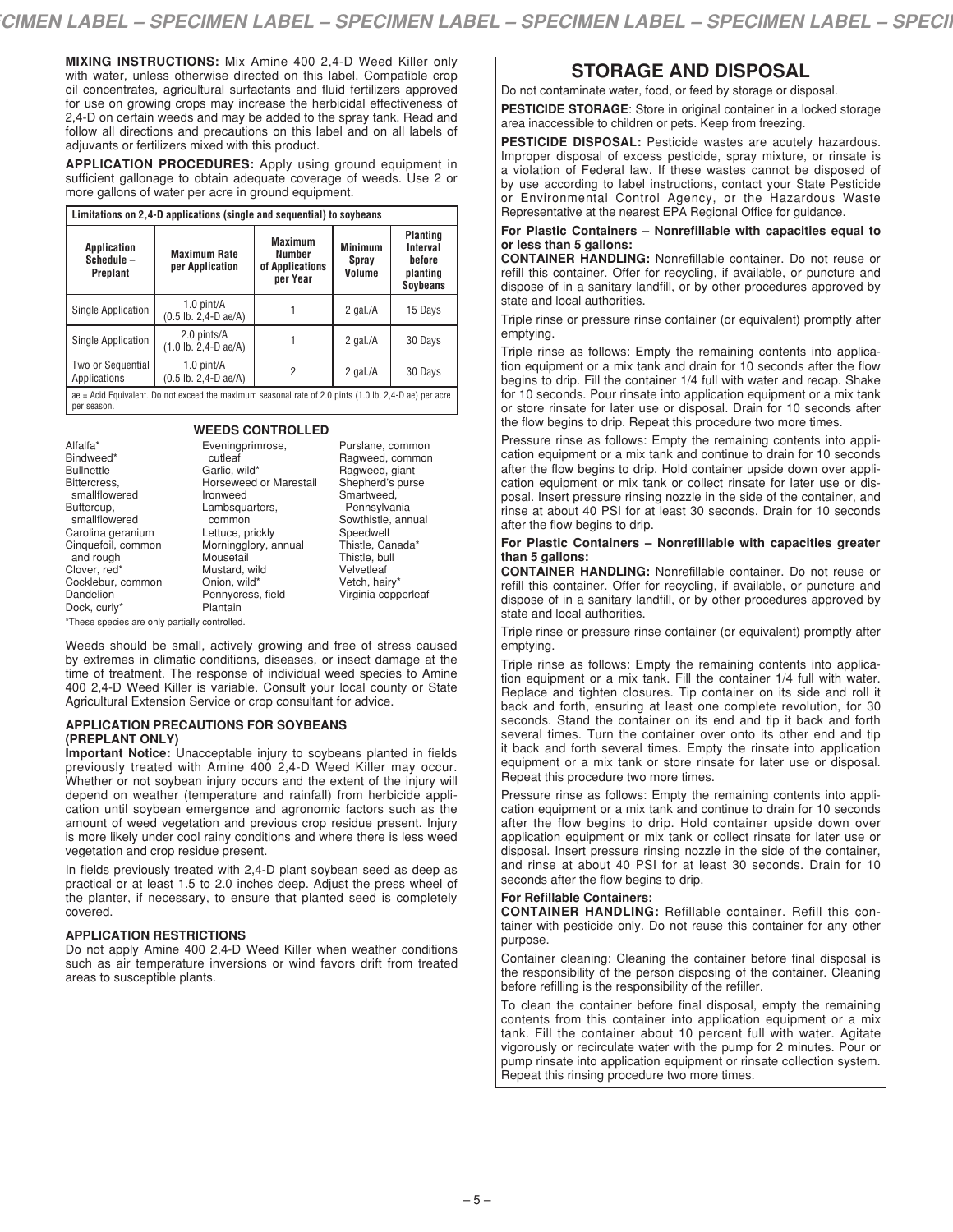**MIXING INSTRUCTIONS:** Mix Amine 400 2,4-D Weed Killer only with water, unless otherwise directed on this label. Compatible crop oil concentrates, agricultural surfactants and fluid fertilizers approved for use on growing crops may increase the herbicidal effectiveness of 2,4-D on certain weeds and may be added to the spray tank. Read and follow all directions and precautions on this label and on all labels of adjuvants or fertilizers mixed with this product.

**APPLICATION PROCEDURES:** Apply using ground equipment in sufficient gallonage to obtain adequate coverage of weeds. Use 2 or more gallons of water per acre in ground equipment.

**Limitations on 2,4-D applications (single and sequential) to soybeans**

| Application Schedule – Preplant | Maximum Rate per Application | Maximum Number of Applications per Year | Minimum Spray Volume | Planting Interval before planting Soybeans |
|---|---|---|---|---|
| Single Application | 1.0 pint/A (0.5 lb. 2,4-D ae/A) | 1 | 2 gal./A | 15 Days |
| Single Application | 2.0 pints/A (1.0 lb. 2,4-D ae/A) | 1 | 2 gal./A | 30 Days |
| Two or Sequential Applications | 1.0 pint/A (0.5 lb. 2,4-D ae/A) | 2 | 2 gal./A | 30 Days |

ae = Acid Equivalent. Do not exceed the maximum seasonal rate of 2.0 pints (1.0 lb. 2,4-D ae) per acre per season.

### WEEDS CONTROLLED

- Alfalfa*
- Bindweed*
- Bullnettle
- Bittercress, smallflowered
- Buttercup, smallflowered
- Carolina geranium
- Cinquefoil, common and rough
- Clover, red*
- Cocklebur, common
- Dandelion
- Dock, curly*
- Eveningprimrose, cutleaf
- Garlic, wild*
- Horseweed or Marestail
- Ironweed
- Lambsquarters, common
- Lettuce, prickly
- Morningglory, annual
- Mousetail
- Mustard, wild
- Onion, wild*
- Pennycress, field
- Plantain
- Purslane, common
- Ragweed, common
- Ragweed, giant
- Shepherd's purse
- Smartweed, Pennsylvania
- Sowthistle, annual
- Speedwell
- Thistle, Canada*
- Thistle, bull
- Velvetleaf
- Vetch, hairy*
- Virginia copperleaf

*These species are only partially controlled.

Weeds should be small, actively growing and free of stress caused by extremes in climatic conditions, diseases, or insect damage at the time of treatment. The response of individual weed species to Amine 400 2,4-D Weed Killer is variable. Consult your local county or State Agricultural Extension Service or crop consultant for advice.

### APPLICATION PRECAUTIONS FOR SOYBEANS (PREPLANT ONLY)

**Important Notice:** Unacceptable injury to soybeans planted in fields previously treated with Amine 400 2,4-D Weed Killer may occur. Whether or not soybean injury occurs and the extent of the injury will depend on weather (temperature and rainfall) from herbicide application until soybean emergence and agronomic factors such as the amount of weed vegetation and previous crop residue present. Injury is more likely under cool rainy conditions and where there is less weed vegetation and crop residue present.

In fields previously treated with 2,4-D plant soybean seed as deep as practical or at least 1.5 to 2.0 inches deep. Adjust the press wheel of the planter, if necessary, to ensure that planted seed is completely covered.

### APPLICATION RESTRICTIONS

Do not apply Amine 400 2,4-D Weed Killer when weather conditions such as air temperature inversions or wind favors drift from treated areas to susceptible plants.

## STORAGE AND DISPOSAL

Do not contaminate water, food, or feed by storage or disposal.

**PESTICIDE STORAGE**: Store in original container in a locked storage area inaccessible to children or pets. Keep from freezing.

**PESTICIDE DISPOSAL:** Pesticide wastes are acutely hazardous. Improper disposal of excess pesticide, spray mixture, or rinsate is a violation of Federal law. If these wastes cannot be disposed of by use according to label instructions, contact your State Pesticide or Environmental Control Agency, or the Hazardous Waste Representative at the nearest EPA Regional Office for guidance.

**For Plastic Containers – Nonrefillable with capacities equal to or less than 5 gallons:**
**CONTAINER HANDLING:** Nonrefillable container. Do not reuse or refill this container. Offer for recycling, if available, or puncture and dispose of in a sanitary landfill, or by other procedures approved by state and local authorities.

Triple rinse or pressure rinse container (or equivalent) promptly after emptying.

Triple rinse as follows: Empty the remaining contents into application equipment or a mix tank and drain for 10 seconds after the flow begins to drip. Fill the container 1/4 full with water and recap. Shake for 10 seconds. Pour rinsate into application equipment or a mix tank or store rinsate for later use or disposal. Drain for 10 seconds after the flow begins to drip. Repeat this procedure two more times.

Pressure rinse as follows: Empty the remaining contents into application equipment or a mix tank and continue to drain for 10 seconds after the flow begins to drip. Hold container upside down over application equipment or mix tank or collect rinsate for later use or disposal. Insert pressure rinsing nozzle in the side of the container, and rinse at about 40 PSI for at least 30 seconds. Drain for 10 seconds after the flow begins to drip.

**For Plastic Containers – Nonrefillable with capacities greater than 5 gallons:**
**CONTAINER HANDLING:** Nonrefillable container. Do not reuse or refill this container. Offer for recycling, if available, or puncture and dispose of in a sanitary landfill, or by other procedures approved by state and local authorities.

Triple rinse or pressure rinse container (or equivalent) promptly after emptying.

Triple rinse as follows: Empty the remaining contents into application equipment or a mix tank. Fill the container 1/4 full with water. Replace and tighten closures. Tip container on its side and roll it back and forth, ensuring at least one complete revolution, for 30 seconds. Stand the container on its end and tip it back and forth several times. Turn the container over onto its other end and tip it back and forth several times. Empty the rinsate into application equipment or a mix tank or store rinsate for later use or disposal. Repeat this procedure two more times.

Pressure rinse as follows: Empty the remaining contents into application equipment or a mix tank and continue to drain for 10 seconds after the flow begins to drip. Hold container upside down over application equipment or mix tank or collect rinsate for later use or disposal. Insert pressure rinsing nozzle in the side of the container, and rinse at about 40 PSI for at least 30 seconds. Drain for 10 seconds after the flow begins to drip.

**For Refillable Containers:**
**CONTAINER HANDLING:** Refillable container. Refill this container with pesticide only. Do not reuse this container for any other purpose.

Container cleaning: Cleaning the container before final disposal is the responsibility of the person disposing of the container. Cleaning before refilling is the responsibility of the refiller.

To clean the container before final disposal, empty the remaining contents from this container into application equipment or a mix tank. Fill the container about 10 percent full with water. Agitate vigorously or recirculate water with the pump for 2 minutes. Pour or pump rinsate into application equipment or rinsate collection system. Repeat this rinsing procedure two more times.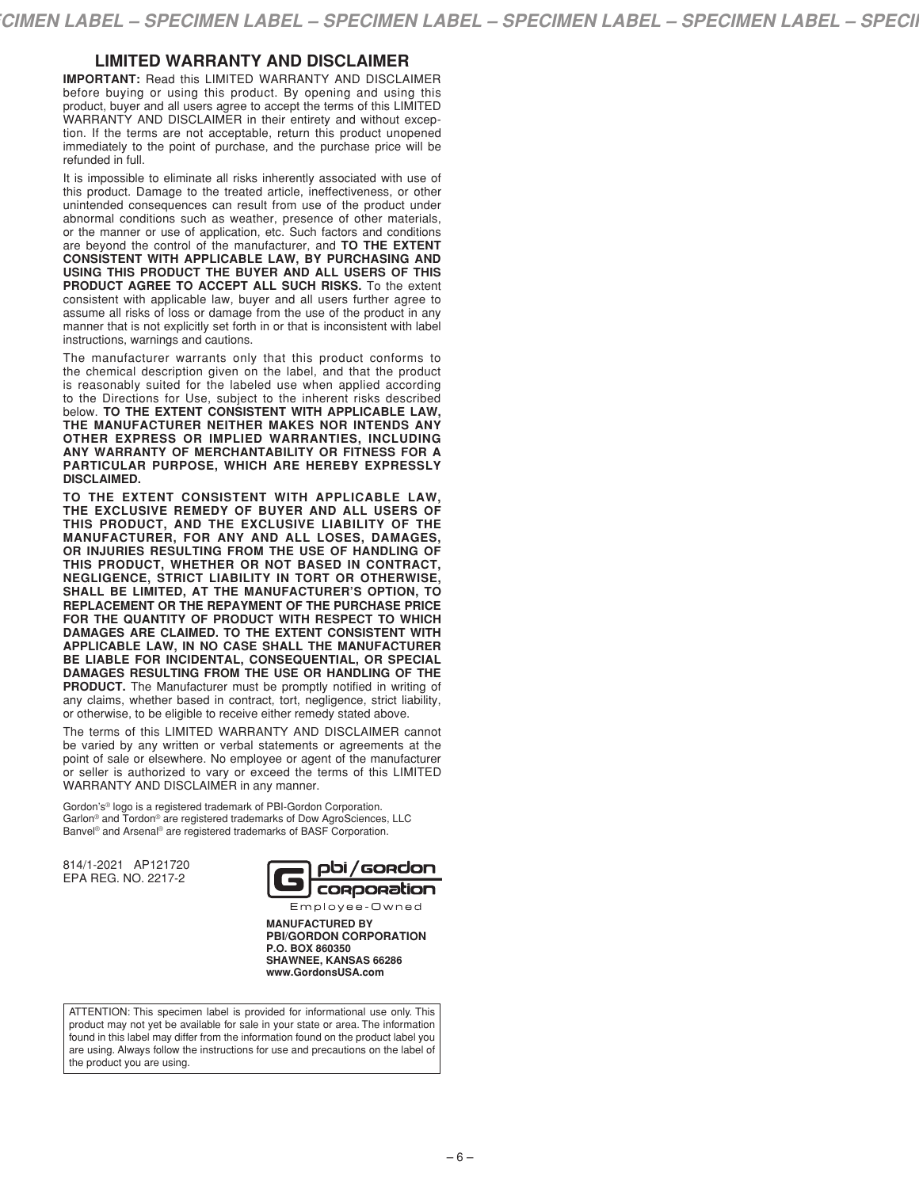## LIMITED WARRANTY AND DISCLAIMER

**IMPORTANT:** Read this LIMITED WARRANTY AND DISCLAIMER before buying or using this product. By opening and using this product, buyer and all users agree to accept the terms of this LIMITED WARRANTY AND DISCLAIMER in their entirety and without exception. If the terms are not acceptable, return this product unopened immediately to the point of purchase, and the purchase price will be refunded in full.

It is impossible to eliminate all risks inherently associated with use of this product. Damage to the treated article, ineffectiveness, or other unintended consequences can result from use of the product under abnormal conditions such as weather, presence of other materials, or the manner or use of application, etc. Such factors and conditions are beyond the control of the manufacturer, and **TO THE EXTENT CONSISTENT WITH APPLICABLE LAW, BY PURCHASING AND USING THIS PRODUCT THE BUYER AND ALL USERS OF THIS PRODUCT AGREE TO ACCEPT ALL SUCH RISKS.** To the extent consistent with applicable law, buyer and all users further agree to assume all risks of loss or damage from the use of the product in any manner that is not explicitly set forth in or that is inconsistent with label instructions, warnings and cautions.

The manufacturer warrants only that this product conforms to the chemical description given on the label, and that the product is reasonably suited for the labeled use when applied according to the Directions for Use, subject to the inherent risks described below. **TO THE EXTENT CONSISTENT WITH APPLICABLE LAW, THE MANUFACTURER NEITHER MAKES NOR INTENDS ANY OTHER EXPRESS OR IMPLIED WARRANTIES, INCLUDING ANY WARRANTY OF MERCHANTABILITY OR FITNESS FOR A PARTICULAR PURPOSE, WHICH ARE HEREBY EXPRESSLY DISCLAIMED.**

**TO THE EXTENT CONSISTENT WITH APPLICABLE LAW, THE EXCLUSIVE REMEDY OF BUYER AND ALL USERS OF THIS PRODUCT, AND THE EXCLUSIVE LIABILITY OF THE MANUFACTURER, FOR ANY AND ALL LOSES, DAMAGES, OR INJURIES RESULTING FROM THE USE OF HANDLING OF THIS PRODUCT, WHETHER OR NOT BASED IN CONTRACT, NEGLIGENCE, STRICT LIABILITY IN TORT OR OTHERWISE, SHALL BE LIMITED, AT THE MANUFACTURER'S OPTION, TO REPLACEMENT OR THE REPAYMENT OF THE PURCHASE PRICE FOR THE QUANTITY OF PRODUCT WITH RESPECT TO WHICH DAMAGES ARE CLAIMED. TO THE EXTENT CONSISTENT WITH APPLICABLE LAW, IN NO CASE SHALL THE MANUFACTURER BE LIABLE FOR INCIDENTAL, CONSEQUENTIAL, OR SPECIAL DAMAGES RESULTING FROM THE USE OR HANDLING OF THE PRODUCT.** The Manufacturer must be promptly notified in writing of any claims, whether based in contract, tort, negligence, strict liability, or otherwise, to be eligible to receive either remedy stated above.

The terms of this LIMITED WARRANTY AND DISCLAIMER cannot be varied by any written or verbal statements or agreements at the point of sale or elsewhere. No employee or agent of the manufacturer or seller is authorized to vary or exceed the terms of this LIMITED WARRANTY AND DISCLAIMER in any manner.

Gordon's® logo is a registered trademark of PBI-Gordon Corporation.
Garlon® and Tordon® are registered trademarks of Dow AgroSciences, LLC
Banvel® and Arsenal® are registered trademarks of BASF Corporation.

814/1-2021 AP121720
EPA REG. NO. 2217-2

pbi/gordon corporation
Employee-Owned

**MANUFACTURED BY**
**PBI/GORDON CORPORATION**
**P.O. BOX 860350**
**SHAWNEE, KANSAS 66286**
**www.GordonsUSA.com**

ATTENTION: This specimen label is provided for informational use only. This product may not yet be available for sale in your state or area. The information found in this label may differ from the information found on the product label you are using. Always follow the instructions for use and precautions on the label of the product you are using.